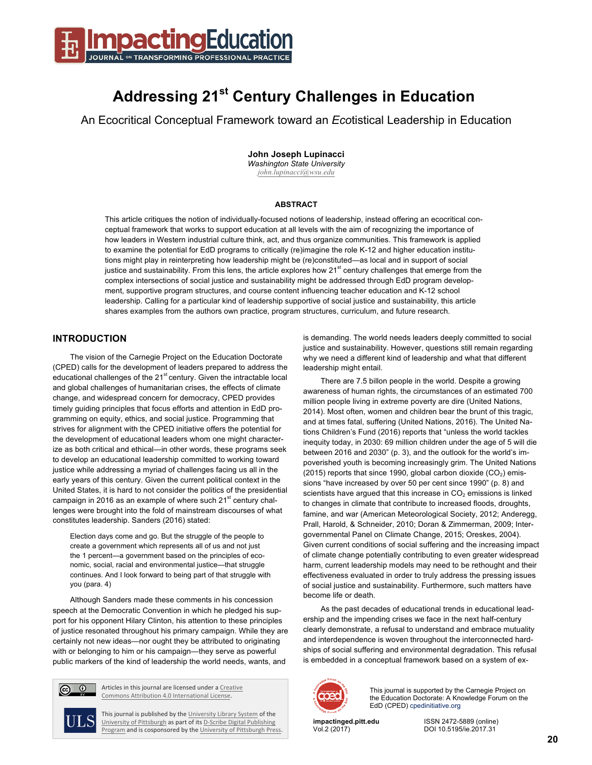# Addressing 21st Century Challenges in Education

## An Ecocritical Conceptual Framework toward an *Eco*tistical Leadership in Education

**John Joseph Lupinacci**
*Washington State University*
john.lupinacci@wsu.edu

### ABSTRACT

This article critiques the notion of individually-focused notions of leadership, instead offering an ecocritical conceptual framework that works to support education at all levels with the aim of recognizing the importance of how leaders in Western industrial culture think, act, and thus organize communities. This framework is applied to examine the potential for EdD programs to critically (re)imagine the role K-12 and higher education institutions might play in reinterpreting how leadership might be (re)constituted—as local and in support of social justice and sustainability. From this lens, the article explores how 21st century challenges that emerge from the complex intersections of social justice and sustainability might be addressed through EdD program development, supportive program structures, and course content influencing teacher education and K-12 school leadership. Calling for a particular kind of leadership supportive of social justice and sustainability, this article shares examples from the authors own practice, program structures, curriculum, and future research.

## INTRODUCTION

The vision of the Carnegie Project on the Education Doctorate (CPED) calls for the development of leaders prepared to address the educational challenges of the 21st century. Given the intractable local and global challenges of humanitarian crises, the effects of climate change, and widespread concern for democracy, CPED provides timely guiding principles that focus efforts and attention in EdD programing on equity, ethics, and social justice. Programming that strives for alignment with the CPED initiative offers the potential for the development of educational leaders whom one might characterize as both critical and ethical—in other words, these programs seek to develop an educational leadership committed to working toward justice while addressing a myriad of challenges facing us all in the early years of this century. Given the current political context in the United States, it is hard to not consider the politics of the presidential campaign in 2016 as an example of where such 21st century challenges were brought into the fold of mainstream discourses of what constitutes leadership. Sanders (2016) stated:

> Election days come and go. But the struggle of the people to create a government which represents all of us and not just the 1 percent—a government based on the principles of economic, social, racial and environmental justice—that struggle continues. And I look forward to being part of that struggle with you (para. 4)

Although Sanders made these comments in his concession speech at the Democratic Convention in which he pledged his support for his opponent Hilary Clinton, his attention to these principles of justice resonated throughout his primary campaign. While they are certainly not new ideas—nor ought they be attributed to originating with or belonging to him or his campaign—they serve as powerful public markers of the kind of leadership the world needs, wants, and is demanding. The world needs leaders deeply committed to social justice and sustainability. However, questions still remain regarding why we need a different kind of leadership and what that different leadership might entail.

There are 7.5 billon people in the world. Despite a growing awareness of human rights, the circumstances of an estimated 700 million people living in extreme poverty are dire (United Nations, 2014). Most often, women and children bear the brunt of this tragic, and at times fatal, suffering (United Nations, 2016). The United Nations Children's Fund (2016) reports that "unless the world tackles inequity today, in 2030: 69 million children under the age of 5 will die between 2016 and 2030" (p. 3), and the outlook for the world's impoverished youth is becoming increasingly grim. The United Nations (2015) reports that since 1990, global carbon dioxide ($CO_2$) emissions "have increased by over 50 per cent since 1990" (p. 8) and scientists have argued that this increase in $CO_2$ emissions is linked to changes in climate that contribute to increased floods, droughts, famine, and war (American Meteorological Society, 2012; Anderegg, Prall, Harold, & Schneider, 2010; Doran & Zimmerman, 2009; Intergovernmental Panel on Climate Change, 2015; Oreskes, 2004). Given current conditions of social suffering and the increasing impact of climate change potentially contributing to even greater widespread harm, current leadership models may need to be rethought and their effectiveness evaluated in order to truly address the pressing issues of social justice and sustainability. Furthermore, such matters have become life or death.

As the past decades of educational trends in educational leadership and the impending crises we face in the next half-century clearly demonstrate, a refusal to understand and embrace mutuality and interdependence is woven throughout the interconnected hardships of social suffering and environmental degradation. This refusal is embedded in a conceptual framework based on a system of ex-

Articles in this journal are licensed under a Creative Commons Attribution 4.0 International License.

This journal is published by the University Library System of the University of Pittsburgh as part of its D-Scribe Digital Publishing Program and is cosponsored by the University of Pittsburgh Press.

This journal is supported by the Carnegie Project on the Education Doctorate: A Knowledge Forum on the EdD (CPED) cpedinitiative.org

impactinged.pitt.edu
Vol.2 (2017)

ISSN 2472-5889 (online)
DOI 10.5195/ie.2017.31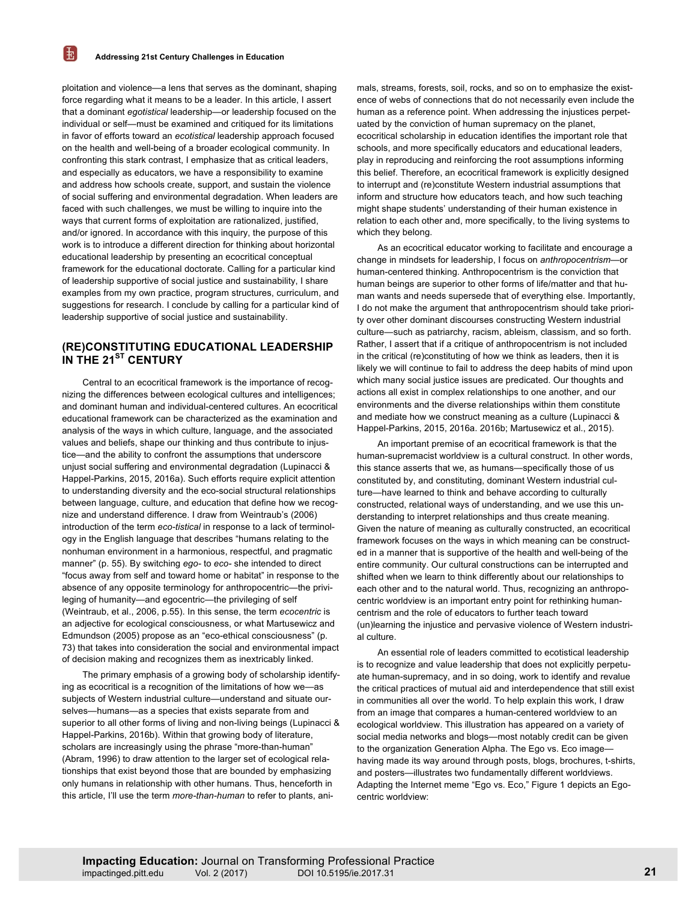ploitation and violence—a lens that serves as the dominant, shaping force regarding what it means to be a leader. In this article, I assert that a dominant *egotistical* leadership—or leadership focused on the individual or self—must be examined and critiqued for its limitations in favor of efforts toward an *ecotistical* leadership approach focused on the health and well-being of a broader ecological community. In confronting this stark contrast, I emphasize that as critical leaders, and especially as educators, we have a responsibility to examine and address how schools create, support, and sustain the violence of social suffering and environmental degradation. When leaders are faced with such challenges, we must be willing to inquire into the ways that current forms of exploitation are rationalized, justified, and/or ignored. In accordance with this inquiry, the purpose of this work is to introduce a different direction for thinking about horizontal educational leadership by presenting an ecocritical conceptual framework for the educational doctorate. Calling for a particular kind of leadership supportive of social justice and sustainability, I share examples from my own practice, program structures, curriculum, and suggestions for research. I conclude by calling for a particular kind of leadership supportive of social justice and sustainability.

## (RE)CONSTITUTING EDUCATIONAL LEADERSHIP IN THE 21ST CENTURY

Central to an ecocritical framework is the importance of recognizing the differences between ecological cultures and intelligences; and dominant human and individual-centered cultures. An ecocritical educational framework can be characterized as the examination and analysis of the ways in which culture, language, and the associated values and beliefs, shape our thinking and thus contribute to injustice—and the ability to confront the assumptions that underscore unjust social suffering and environmental degradation (Lupinacci & Happel-Parkins, 2015, 2016a). Such efforts require explicit attention to understanding diversity and the eco-social structural relationships between language, culture, and education that define how we recognize and understand difference. I draw from Weintraub's (2006) introduction of the term *eco-tistical* in response to a lack of terminology in the English language that describes "humans relating to the nonhuman environment in a harmonious, respectful, and pragmatic manner" (p. 55). By switching *ego-* to *eco-* she intended to direct "focus away from self and toward home or habitat" in response to the absence of any opposite terminology for anthropocentric—the privileging of humanity—and egocentric—the privileging of self (Weintraub, et al., 2006, p.55). In this sense, the term *ecocentric* is an adjective for ecological consciousness, or what Martusewicz and Edmundson (2005) propose as an "eco-ethical consciousness" (p. 73) that takes into consideration the social and environmental impact of decision making and recognizes them as inextricably linked.

The primary emphasis of a growing body of scholarship identifying as ecocritical is a recognition of the limitations of how we—as subjects of Western industrial culture—understand and situate ourselves—humans—as a species that exists separate from and superior to all other forms of living and non-living beings (Lupinacci & Happel-Parkins, 2016b). Within that growing body of literature, scholars are increasingly using the phrase "more-than-human" (Abram, 1996) to draw attention to the larger set of ecological relationships that exist beyond those that are bounded by emphasizing only humans in relationship with other humans. Thus, henceforth in this article, I'll use the term *more-than-human* to refer to plants, animals, streams, forests, soil, rocks, and so on to emphasize the existence of webs of connections that do not necessarily even include the human as a reference point. When addressing the injustices perpetuated by the conviction of human supremacy on the planet, ecocritical scholarship in education identifies the important role that schools, and more specifically educators and educational leaders, play in reproducing and reinforcing the root assumptions informing this belief. Therefore, an ecocritical framework is explicitly designed to interrupt and (re)constitute Western industrial assumptions that inform and structure how educators teach, and how such teaching might shape students' understanding of their human existence in relation to each other and, more specifically, to the living systems to which they belong.

As an ecocritical educator working to facilitate and encourage a change in mindsets for leadership, I focus on *anthropocentrism*—or human-centered thinking. Anthropocentrism is the conviction that human beings are superior to other forms of life/matter and that human wants and needs supersede that of everything else. Importantly, I do not make the argument that anthropocentrism should take priority over other dominant discourses constructing Western industrial culture—such as patriarchy, racism, ableism, classism, and so forth. Rather, I assert that if a critique of anthropocentrism is not included in the critical (re)constituting of how we think as leaders, then it is likely we will continue to fail to address the deep habits of mind upon which many social justice issues are predicated. Our thoughts and actions all exist in complex relationships to one another, and our environments and the diverse relationships within them constitute and mediate how we construct meaning as a culture (Lupinacci & Happel-Parkins, 2015, 2016a. 2016b; Martusewicz et al., 2015).

An important premise of an ecocritical framework is that the human-supremacist worldview is a cultural construct. In other words, this stance asserts that we, as humans—specifically those of us constituted by, and constituting, dominant Western industrial culture—have learned to think and behave according to culturally constructed, relational ways of understanding, and we use this understanding to interpret relationships and thus create meaning. Given the nature of meaning as culturally constructed, an ecocritical framework focuses on the ways in which meaning can be constructed in a manner that is supportive of the health and well-being of the entire community. Our cultural constructions can be interrupted and shifted when we learn to think differently about our relationships to each other and to the natural world. Thus, recognizing an anthropocentric worldview is an important entry point for rethinking human-centrism and the role of educators to further teach toward (un)learning the injustice and pervasive violence of Western industrial culture.

An essential role of leaders committed to ecotistical leadership is to recognize and value leadership that does not explicitly perpetuate human-supremacy, and in so doing, work to identify and revalue the critical practices of mutual aid and interdependence that still exist in communities all over the world. To help explain this work, I draw from an image that compares a human-centered worldview to an ecological worldview. This illustration has appeared on a variety of social media networks and blogs—most notably credit can be given to the organization Generation Alpha. The Ego vs. Eco image—having made its way around through posts, blogs, brochures, t-shirts, and posters—illustrates two fundamentally different worldviews. Adapting the Internet meme "Ego vs. Eco," Figure 1 depicts an Egocentric worldview: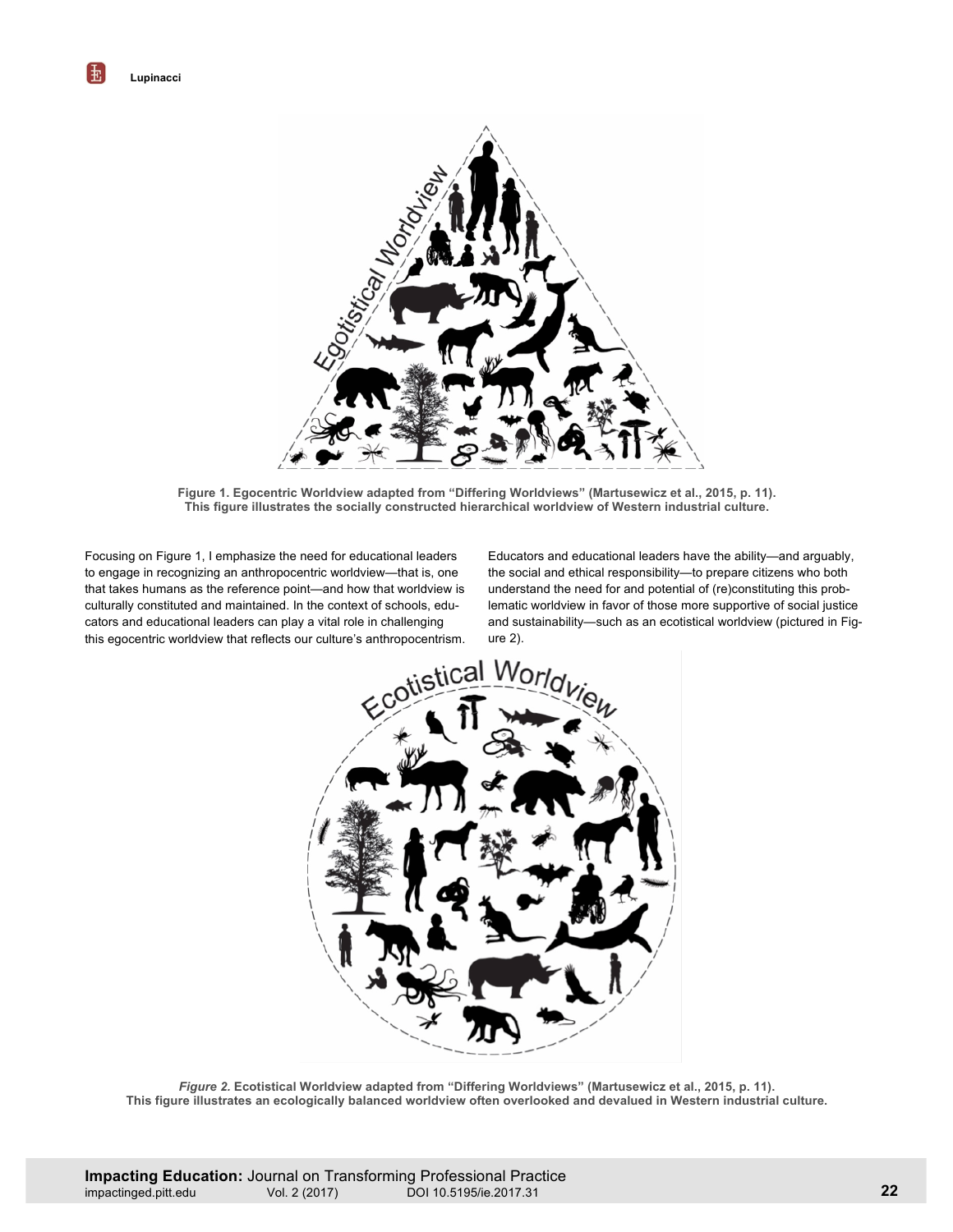**Figure 1. Egocentric Worldview adapted from "Differing Worldviews" (Martusewicz et al., 2015, p. 11). This figure illustrates the socially constructed hierarchical worldview of Western industrial culture.**

Focusing on Figure 1, I emphasize the need for educational leaders to engage in recognizing an anthropocentric worldview—that is, one that takes humans as the reference point—and how that worldview is culturally constituted and maintained. In the context of schools, educators and educational leaders can play a vital role in challenging this egocentric worldview that reflects our culture's anthropocentrism. Educators and educational leaders have the ability—and arguably, the social and ethical responsibility—to prepare citizens who both understand the need for and potential of (re)constituting this problematic worldview in favor of those more supportive of social justice and sustainability—such as an ecotistical worldview (pictured in Figure 2).

***Figure 2.*** **Ecotistical Worldview adapted from "Differing Worldviews" (Martusewicz et al., 2015, p. 11). This figure illustrates an ecologically balanced worldview often overlooked and devalued in Western industrial culture.**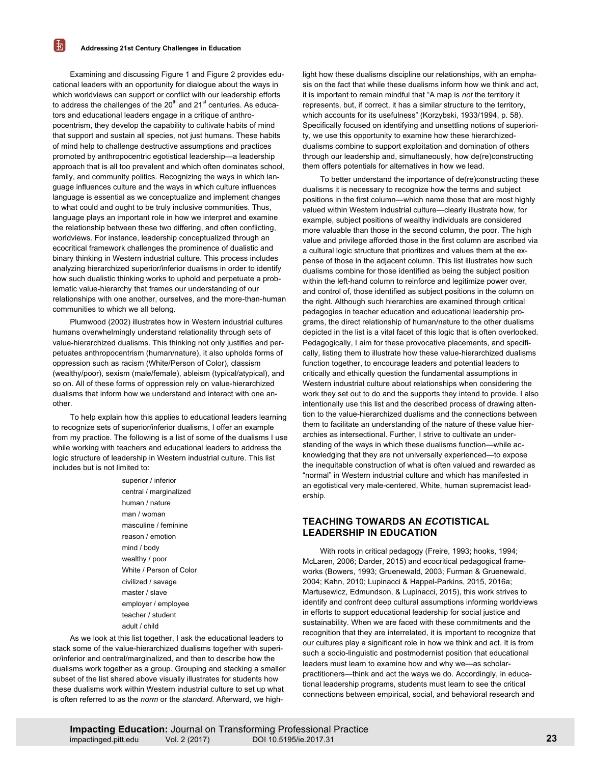Examining and discussing Figure 1 and Figure 2 provides educational leaders with an opportunity for dialogue about the ways in which worldviews can support or conflict with our leadership efforts to address the challenges of the 20th and 21st centuries. As educators and educational leaders engage in a critique of anthropocentrism, they develop the capability to cultivate habits of mind that support and sustain all species, not just humans. These habits of mind help to challenge destructive assumptions and practices promoted by anthropocentric egotistical leadership—a leadership approach that is all too prevalent and which often dominates school, family, and community politics. Recognizing the ways in which language influences culture and the ways in which culture influences language is essential as we conceptualize and implement changes to what could and ought to be truly inclusive communities. Thus, language plays an important role in how we interpret and examine the relationship between these two differing, and often conflicting, worldviews. For instance, leadership conceptualized through an ecocritical framework challenges the prominence of dualistic and binary thinking in Western industrial culture. This process includes analyzing hierarchized superior/inferior dualisms in order to identify how such dualistic thinking works to uphold and perpetuate a problematic value-hierarchy that frames our understanding of our relationships with one another, ourselves, and the more-than-human communities to which we all belong.

Plumwood (2002) illustrates how in Western industrial cultures humans overwhelmingly understand relationality through sets of value-hierarchized dualisms. This thinking not only justifies and perpetuates anthropocentrism (human/nature), it also upholds forms of oppression such as racism (White/Person of Color), classism (wealthy/poor), sexism (male/female), ableism (typical/atypical), and so on. All of these forms of oppression rely on value-hierarchized dualisms that inform how we understand and interact with one another.

To help explain how this applies to educational leaders learning to recognize sets of superior/inferior dualisms, I offer an example from my practice. The following is a list of some of the dualisms I use while working with teachers and educational leaders to address the logic structure of leadership in Western industrial culture. This list includes but is not limited to:

superior / inferior
central / marginalized
human / nature
man / woman
masculine / feminine
reason / emotion
mind / body
wealthy / poor
White / Person of Color
civilized / savage
master / slave
employer / employee
teacher / student
adult / child

As we look at this list together, I ask the educational leaders to stack some of the value-hierarchized dualisms together with superior/inferior and central/marginalized, and then to describe how the dualisms work together as a group. Grouping and stacking a smaller subset of the list shared above visually illustrates for students how these dualisms work within Western industrial culture to set up what is often referred to as the *norm* or the *standard.* Afterward, we highlight how these dualisms discipline our relationships, with an emphasis on the fact that while these dualisms inform how we think and act, it is important to remain mindful that "A map is *not* the territory it represents, but, if correct, it has a similar structure to the territory, which accounts for its usefulness" (Korzybski, 1933/1994, p. 58). Specifically focused on identifying and unsettling notions of superiority, we use this opportunity to examine how these hierarchized-dualisms combine to support exploitation and domination of others through our leadership and, simultaneously, how de(re)constructing them offers potentials for alternatives in how we lead.

To better understand the importance of de(re)constructing these dualisms it is necessary to recognize how the terms and subject positions in the first column—which name those that are most highly valued within Western industrial culture—clearly illustrate how, for example, subject positions of wealthy individuals are considered more valuable than those in the second column, the poor. The high value and privilege afforded those in the first column are ascribed via a cultural logic structure that prioritizes and values them at the expense of those in the adjacent column. This list illustrates how such dualisms combine for those identified as being the subject position within the left-hand column to reinforce and legitimize power over, and control of, those identified as subject positions in the column on the right. Although such hierarchies are examined through critical pedagogies in teacher education and educational leadership programs, the direct relationship of human/nature to the other dualisms depicted in the list is a vital facet of this logic that is often overlooked. Pedagogically, I aim for these provocative placements, and specifically, listing them to illustrate how these value-hierarchized dualisms function together, to encourage leaders and potential leaders to critically and ethically question the fundamental assumptions in Western industrial culture about relationships when considering the work they set out to do and the supports they intend to provide. I also intentionally use this list and the described process of drawing attention to the value-hierarchized dualisms and the connections between them to facilitate an understanding of the nature of these value hierarchies as intersectional. Further, I strive to cultivate an understanding of the ways in which these dualisms function—while acknowledging that they are not universally experienced—to expose the inequitable construction of what is often valued and rewarded as "normal" in Western industrial culture and which has manifested in an egotistical very male-centered, White, human supremacist leadership.

## TEACHING TOWARDS AN *ECO*TISTICAL LEADERSHIP IN EDUCATION

With roots in critical pedagogy (Freire, 1993; hooks, 1994; McLaren, 2006; Darder, 2015) and ecocritical pedagogical frameworks (Bowers, 1993; Gruenewald, 2003; Furman & Gruenewald, 2004; Kahn, 2010; Lupinacci & Happel-Parkins, 2015, 2016a; Martusewicz, Edmundson, & Lupinacci, 2015), this work strives to identify and confront deep cultural assumptions informing worldviews in efforts to support educational leadership for social justice and sustainability. When we are faced with these commitments and the recognition that they are interrelated, it is important to recognize that our cultures play a significant role in how we think and act. It is from such a socio-linguistic and postmodernist position that educational leaders must learn to examine how and why we—as scholar-practitioners—think and act the ways we do. Accordingly, in educational leadership programs, students must learn to see the critical connections between empirical, social, and behavioral research and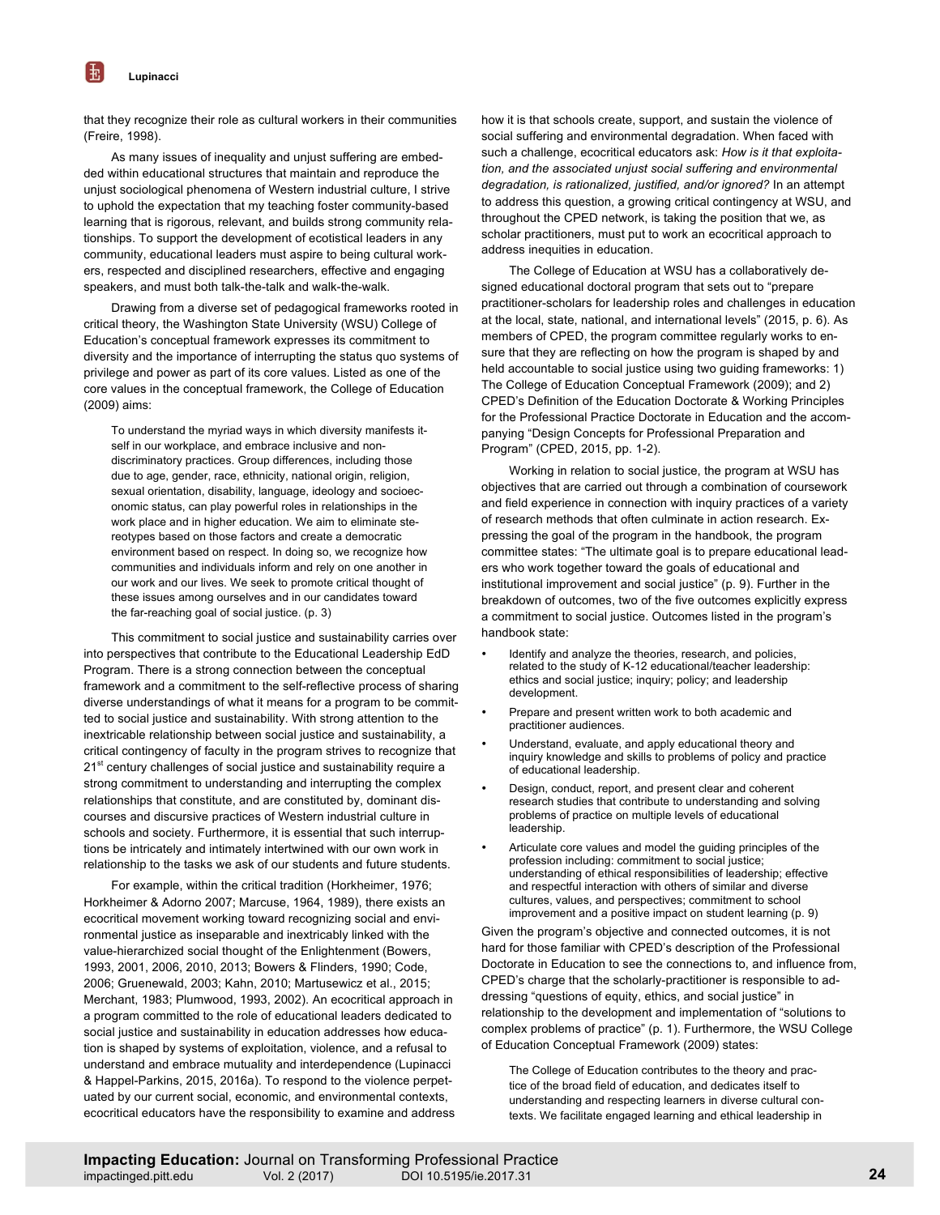that they recognize their role as cultural workers in their communities (Freire, 1998).

As many issues of inequality and unjust suffering are embedded within educational structures that maintain and reproduce the unjust sociological phenomena of Western industrial culture, I strive to uphold the expectation that my teaching foster community-based learning that is rigorous, relevant, and builds strong community relationships. To support the development of ecotistical leaders in any community, educational leaders must aspire to being cultural workers, respected and disciplined researchers, effective and engaging speakers, and must both talk-the-talk and walk-the-walk.

Drawing from a diverse set of pedagogical frameworks rooted in critical theory, the Washington State University (WSU) College of Education's conceptual framework expresses its commitment to diversity and the importance of interrupting the status quo systems of privilege and power as part of its core values. Listed as one of the core values in the conceptual framework, the College of Education (2009) aims:

> To understand the myriad ways in which diversity manifests itself in our workplace, and embrace inclusive and non-discriminatory practices. Group differences, including those due to age, gender, race, ethnicity, national origin, religion, sexual orientation, disability, language, ideology and socioeconomic status, can play powerful roles in relationships in the work place and in higher education. We aim to eliminate stereotypes based on those factors and create a democratic environment based on respect. In doing so, we recognize how communities and individuals inform and rely on one another in our work and our lives. We seek to promote critical thought of these issues among ourselves and in our candidates toward the far-reaching goal of social justice. (p. 3)

This commitment to social justice and sustainability carries over into perspectives that contribute to the Educational Leadership EdD Program. There is a strong connection between the conceptual framework and a commitment to the self-reflective process of sharing diverse understandings of what it means for a program to be committed to social justice and sustainability. With strong attention to the inextricable relationship between social justice and sustainability, a critical contingency of faculty in the program strives to recognize that 21st century challenges of social justice and sustainability require a strong commitment to understanding and interrupting the complex relationships that constitute, and are constituted by, dominant discourses and discursive practices of Western industrial culture in schools and society. Furthermore, it is essential that such interruptions be intricately and intimately intertwined with our own work in relationship to the tasks we ask of our students and future students.

For example, within the critical tradition (Horkheimer, 1976; Horkheimer & Adorno 2007; Marcuse, 1964, 1989), there exists an ecocritical movement working toward recognizing social and environmental justice as inseparable and inextricably linked with the value-hierarchized social thought of the Enlightenment (Bowers, 1993, 2001, 2006, 2010, 2013; Bowers & Flinders, 1990; Code, 2006; Gruenewald, 2003; Kahn, 2010; Martusewicz et al., 2015; Merchant, 1983; Plumwood, 1993, 2002). An ecocritical approach in a program committed to the role of educational leaders dedicated to social justice and sustainability in education addresses how education is shaped by systems of exploitation, violence, and a refusal to understand and embrace mutuality and interdependence (Lupinacci & Happel-Parkins, 2015, 2016a). To respond to the violence perpetuated by our current social, economic, and environmental contexts, ecocritical educators have the responsibility to examine and address how it is that schools create, support, and sustain the violence of social suffering and environmental degradation. When faced with such a challenge, ecocritical educators ask: *How is it that exploitation, and the associated unjust social suffering and environmental degradation, is rationalized, justified, and/or ignored?* In an attempt to address this question, a growing critical contingency at WSU, and throughout the CPED network, is taking the position that we, as scholar practitioners, must put to work an ecocritical approach to address inequities in education.

The College of Education at WSU has a collaboratively designed educational doctoral program that sets out to "prepare practitioner-scholars for leadership roles and challenges in education at the local, state, national, and international levels" (2015, p. 6). As members of CPED, the program committee regularly works to ensure that they are reflecting on how the program is shaped by and held accountable to social justice using two guiding frameworks: 1) The College of Education Conceptual Framework (2009); and 2) CPED's Definition of the Education Doctorate & Working Principles for the Professional Practice Doctorate in Education and the accompanying "Design Concepts for Professional Preparation and Program" (CPED, 2015, pp. 1-2).

Working in relation to social justice, the program at WSU has objectives that are carried out through a combination of coursework and field experience in connection with inquiry practices of a variety of research methods that often culminate in action research. Expressing the goal of the program in the handbook, the program committee states: "The ultimate goal is to prepare educational leaders who work together toward the goals of educational and institutional improvement and social justice" (p. 9). Further in the breakdown of outcomes, two of the five outcomes explicitly express a commitment to social justice. Outcomes listed in the program's handbook state:

- Identify and analyze the theories, research, and policies, related to the study of K-12 educational/teacher leadership: ethics and social justice; inquiry; policy; and leadership development.
- Prepare and present written work to both academic and practitioner audiences.
- Understand, evaluate, and apply educational theory and inquiry knowledge and skills to problems of policy and practice of educational leadership.
- Design, conduct, report, and present clear and coherent research studies that contribute to understanding and solving problems of practice on multiple levels of educational leadership.
- Articulate core values and model the guiding principles of the profession including: commitment to social justice; understanding of ethical responsibilities of leadership; effective and respectful interaction with others of similar and diverse cultures, values, and perspectives; commitment to school improvement and a positive impact on student learning (p. 9)

Given the program's objective and connected outcomes, it is not hard for those familiar with CPED's description of the Professional Doctorate in Education to see the connections to, and influence from, CPED's charge that the scholarly-practitioner is responsible to addressing "questions of equity, ethics, and social justice" in relationship to the development and implementation of "solutions to complex problems of practice" (p. 1). Furthermore, the WSU College of Education Conceptual Framework (2009) states:

> The College of Education contributes to the theory and practice of the broad field of education, and dedicates itself to understanding and respecting learners in diverse cultural contexts. We facilitate engaged learning and ethical leadership in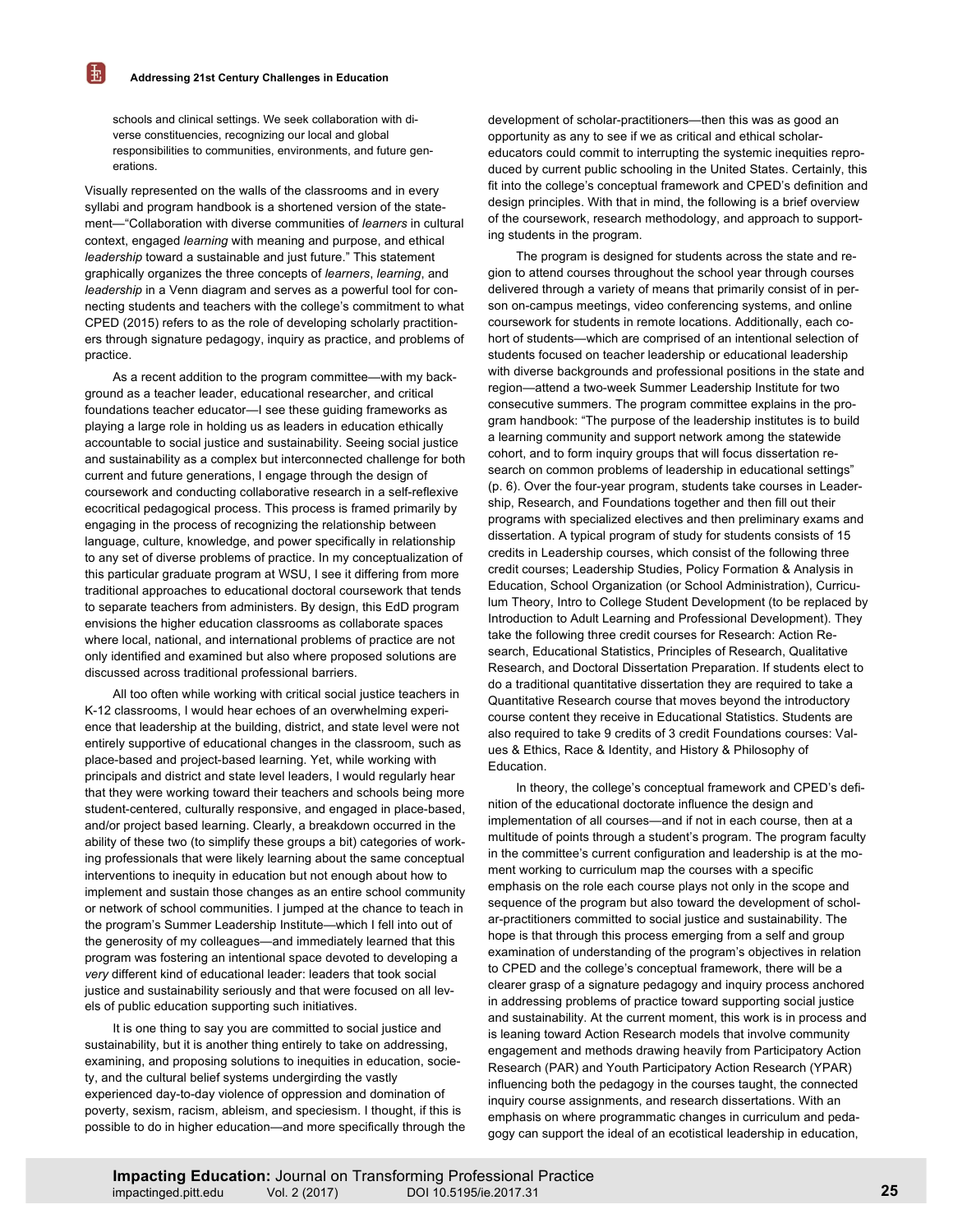schools and clinical settings. We seek collaboration with diverse constituencies, recognizing our local and global responsibilities to communities, environments, and future generations.

Visually represented on the walls of the classrooms and in every syllabi and program handbook is a shortened version of the statement—"Collaboration with diverse communities of *learners* in cultural context, engaged *learning* with meaning and purpose, and ethical *leadership* toward a sustainable and just future." This statement graphically organizes the three concepts of *learners*, *learning*, and *leadership* in a Venn diagram and serves as a powerful tool for connecting students and teachers with the college's commitment to what CPED (2015) refers to as the role of developing scholarly practitioners through signature pedagogy, inquiry as practice, and problems of practice.

As a recent addition to the program committee—with my background as a teacher leader, educational researcher, and critical foundations teacher educator—I see these guiding frameworks as playing a large role in holding us as leaders in education ethically accountable to social justice and sustainability. Seeing social justice and sustainability as a complex but interconnected challenge for both current and future generations, I engage through the design of coursework and conducting collaborative research in a self-reflexive ecocritical pedagogical process. This process is framed primarily by engaging in the process of recognizing the relationship between language, culture, knowledge, and power specifically in relationship to any set of diverse problems of practice. In my conceptualization of this particular graduate program at WSU, I see it differing from more traditional approaches to educational doctoral coursework that tends to separate teachers from administers. By design, this EdD program envisions the higher education classrooms as collaborate spaces where local, national, and international problems of practice are not only identified and examined but also where proposed solutions are discussed across traditional professional barriers.

All too often while working with critical social justice teachers in K-12 classrooms, I would hear echoes of an overwhelming experience that leadership at the building, district, and state level were not entirely supportive of educational changes in the classroom, such as place-based and project-based learning. Yet, while working with principals and district and state level leaders, I would regularly hear that they were working toward their teachers and schools being more student-centered, culturally responsive, and engaged in place-based, and/or project based learning. Clearly, a breakdown occurred in the ability of these two (to simplify these groups a bit) categories of working professionals that were likely learning about the same conceptual interventions to inequity in education but not enough about how to implement and sustain those changes as an entire school community or network of school communities. I jumped at the chance to teach in the program's Summer Leadership Institute—which I fell into out of the generosity of my colleagues—and immediately learned that this program was fostering an intentional space devoted to developing a *very* different kind of educational leader: leaders that took social justice and sustainability seriously and that were focused on all levels of public education supporting such initiatives.

It is one thing to say you are committed to social justice and sustainability, but it is another thing entirely to take on addressing, examining, and proposing solutions to inequities in education, society, and the cultural belief systems undergirding the vastly experienced day-to-day violence of oppression and domination of poverty, sexism, racism, ableism, and speciesism. I thought, if this is possible to do in higher education—and more specifically through the development of scholar-practitioners—then this was as good an opportunity as any to see if we as critical and ethical scholar-educators could commit to interrupting the systemic inequities reproduced by current public schooling in the United States. Certainly, this fit into the college's conceptual framework and CPED's definition and design principles. With that in mind, the following is a brief overview of the coursework, research methodology, and approach to supporting students in the program.

The program is designed for students across the state and region to attend courses throughout the school year through courses delivered through a variety of means that primarily consist of in person on-campus meetings, video conferencing systems, and online coursework for students in remote locations. Additionally, each cohort of students—which are comprised of an intentional selection of students focused on teacher leadership or educational leadership with diverse backgrounds and professional positions in the state and region—attend a two-week Summer Leadership Institute for two consecutive summers. The program committee explains in the program handbook: "The purpose of the leadership institutes is to build a learning community and support network among the statewide cohort, and to form inquiry groups that will focus dissertation research on common problems of leadership in educational settings" (p. 6). Over the four-year program, students take courses in Leadership, Research, and Foundations together and then fill out their programs with specialized electives and then preliminary exams and dissertation. A typical program of study for students consists of 15 credits in Leadership courses, which consist of the following three credit courses; Leadership Studies, Policy Formation & Analysis in Education, School Organization (or School Administration), Curriculum Theory, Intro to College Student Development (to be replaced by Introduction to Adult Learning and Professional Development). They take the following three credit courses for Research: Action Research, Educational Statistics, Principles of Research, Qualitative Research, and Doctoral Dissertation Preparation. If students elect to do a traditional quantitative dissertation they are required to take a Quantitative Research course that moves beyond the introductory course content they receive in Educational Statistics. Students are also required to take 9 credits of 3 credit Foundations courses: Values & Ethics, Race & Identity, and History & Philosophy of Education.

In theory, the college's conceptual framework and CPED's definition of the educational doctorate influence the design and implementation of all courses—and if not in each course, then at a multitude of points through a student's program. The program faculty in the committee's current configuration and leadership is at the moment working to curriculum map the courses with a specific emphasis on the role each course plays not only in the scope and sequence of the program but also toward the development of scholar-practitioners committed to social justice and sustainability. The hope is that through this process emerging from a self and group examination of understanding of the program's objectives in relation to CPED and the college's conceptual framework, there will be a clearer grasp of a signature pedagogy and inquiry process anchored in addressing problems of practice toward supporting social justice and sustainability. At the current moment, this work is in process and is leaning toward Action Research models that involve community engagement and methods drawing heavily from Participatory Action Research (PAR) and Youth Participatory Action Research (YPAR) influencing both the pedagogy in the courses taught, the connected inquiry course assignments, and research dissertations. With an emphasis on where programmatic changes in curriculum and pedagogy can support the ideal of an ecotistical leadership in education,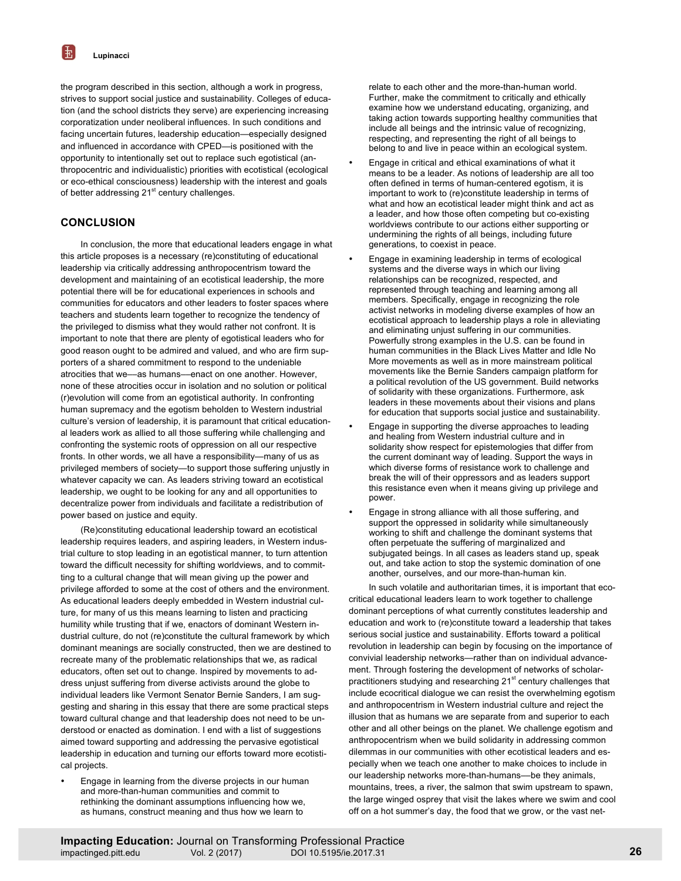the program described in this section, although a work in progress, strives to support social justice and sustainability. Colleges of education (and the school districts they serve) are experiencing increasing corporatization under neoliberal influences. In such conditions and facing uncertain futures, leadership education—especially designed and influenced in accordance with CPED—is positioned with the opportunity to intentionally set out to replace such egotistical (anthropocentric and individualistic) priorities with ecotistical (ecological or eco-ethical consciousness) leadership with the interest and goals of better addressing 21st century challenges.

## CONCLUSION

In conclusion, the more that educational leaders engage in what this article proposes is a necessary (re)constituting of educational leadership via critically addressing anthropocentrism toward the development and maintaining of an ecotistical leadership, the more potential there will be for educational experiences in schools and communities for educators and other leaders to foster spaces where teachers and students learn together to recognize the tendency of the privileged to dismiss what they would rather not confront. It is important to note that there are plenty of egotistical leaders who for good reason ought to be admired and valued, and who are firm supporters of a shared commitment to respond to the undeniable atrocities that we—as humans—enact on one another. However, none of these atrocities occur in isolation and no solution or political (r)evolution will come from an egotistical authority. In confronting human supremacy and the egotism beholden to Western industrial culture's version of leadership, it is paramount that critical educational leaders work as allied to all those suffering while challenging and confronting the systemic roots of oppression on all our respective fronts. In other words, we all have a responsibility—many of us as privileged members of society—to support those suffering unjustly in whatever capacity we can. As leaders striving toward an ecotistical leadership, we ought to be looking for any and all opportunities to decentralize power from individuals and facilitate a redistribution of power based on justice and equity.

(Re)constituting educational leadership toward an ecotistical leadership requires leaders, and aspiring leaders, in Western industrial culture to stop leading in an egotistical manner, to turn attention toward the difficult necessity for shifting worldviews, and to committing to a cultural change that will mean giving up the power and privilege afforded to some at the cost of others and the environment. As educational leaders deeply embedded in Western industrial culture, for many of us this means learning to listen and practicing humility while trusting that if we, enactors of dominant Western industrial culture, do not (re)constitute the cultural framework by which dominant meanings are socially constructed, then we are destined to recreate many of the problematic relationships that we, as radical educators, often set out to change. Inspired by movements to address unjust suffering from diverse activists around the globe to individual leaders like Vermont Senator Bernie Sanders, I am suggesting and sharing in this essay that there are some practical steps toward cultural change and that leadership does not need to be understood or enacted as domination. I end with a list of suggestions aimed toward supporting and addressing the pervasive egotistical leadership in education and turning our efforts toward more ecotistical projects.

- Engage in learning from the diverse projects in our human and more-than-human communities and commit to rethinking the dominant assumptions influencing how we, as humans, construct meaning and thus how we learn to relate to each other and the more-than-human world. Further, make the commitment to critically and ethically examine how we understand educating, organizing, and taking action towards supporting healthy communities that include all beings and the intrinsic value of recognizing, respecting, and representing the right of all beings to belong to and live in peace within an ecological system.
- Engage in critical and ethical examinations of what it means to be a leader. As notions of leadership are all too often defined in terms of human-centered egotism, it is important to work to (re)constitute leadership in terms of what and how an ecotistical leader might think and act as a leader, and how those often competing but co-existing worldviews contribute to our actions either supporting or undermining the rights of all beings, including future generations, to coexist in peace.
- Engage in examining leadership in terms of ecological systems and the diverse ways in which our living relationships can be recognized, respected, and represented through teaching and learning among all members. Specifically, engage in recognizing the role activist networks in modeling diverse examples of how an ecotistical approach to leadership plays a role in alleviating and eliminating unjust suffering in our communities. Powerfully strong examples in the U.S. can be found in human communities in the Black Lives Matter and Idle No More movements as well as in more mainstream political movements like the Bernie Sanders campaign platform for a political revolution of the US government. Build networks of solidarity with these organizations. Furthermore, ask leaders in these movements about their visions and plans for education that supports social justice and sustainability.
- Engage in supporting the diverse approaches to leading and healing from Western industrial culture and in solidarity show respect for epistemologies that differ from the current dominant way of leading. Support the ways in which diverse forms of resistance work to challenge and break the will of their oppressors and as leaders support this resistance even when it means giving up privilege and power.
- Engage in strong alliance with all those suffering, and support the oppressed in solidarity while simultaneously working to shift and challenge the dominant systems that often perpetuate the suffering of marginalized and subjugated beings. In all cases as leaders stand up, speak out, and take action to stop the systemic domination of one another, ourselves, and our more-than-human kin.

In such volatile and authoritarian times, it is important that ecocritical educational leaders learn to work together to challenge dominant perceptions of what currently constitutes leadership and education and work to (re)constitute toward a leadership that takes serious social justice and sustainability. Efforts toward a political revolution in leadership can begin by focusing on the importance of convivial leadership networks—rather than on individual advancement. Through fostering the development of networks of scholar-practitioners studying and researching 21st century challenges that include ecocritical dialogue we can resist the overwhelming egotism and anthropocentrism in Western industrial culture and reject the illusion that as humans we are separate from and superior to each other and all other beings on the planet. We challenge egotism and anthropocentrism when we build solidarity in addressing common dilemmas in our communities with other ecotistical leaders and especially when we teach one another to make choices to include in our leadership networks more-than-humans—be they animals, mountains, trees, a river, the salmon that swim upstream to spawn, the large winged osprey that visit the lakes where we swim and cool off on a hot summer's day, the food that we grow, or the vast net-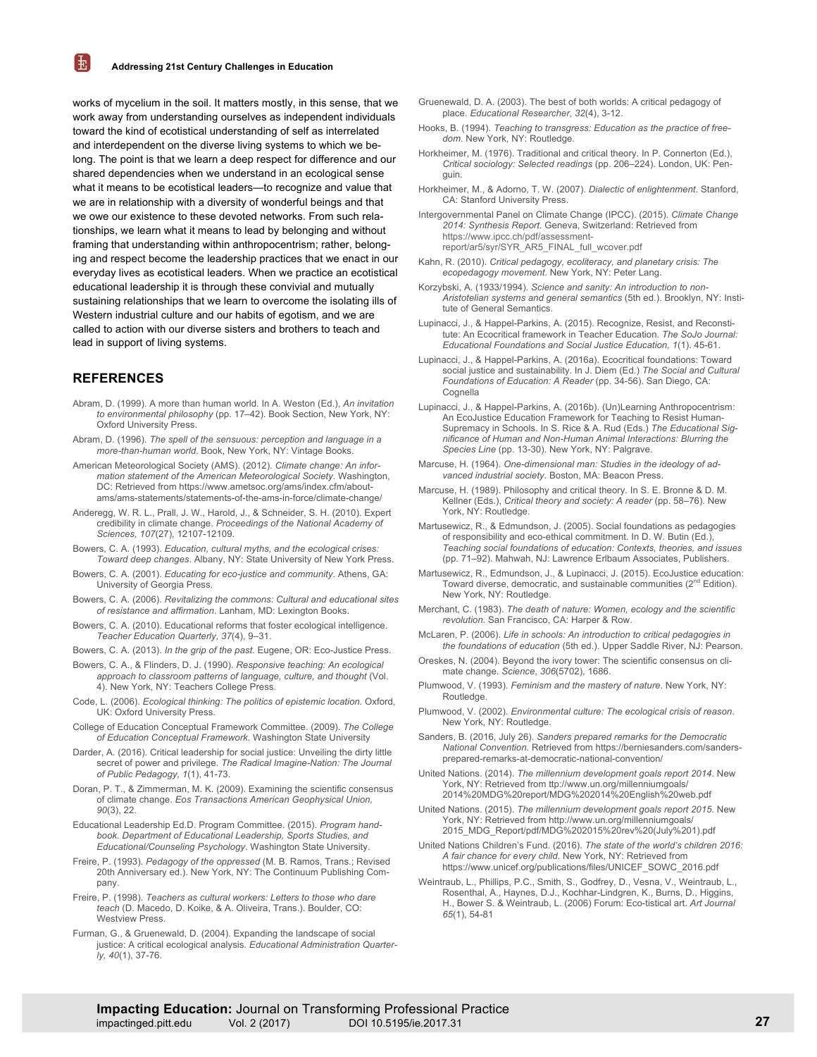works of mycelium in the soil. It matters mostly, in this sense, that we work away from understanding ourselves as independent individuals toward the kind of ecotistical understanding of self as interrelated and interdependent on the diverse living systems to which we belong. The point is that we learn a deep respect for difference and our shared dependencies when we understand in an ecological sense what it means to be ecotistical leaders—to recognize and value that we are in relationship with a diversity of wonderful beings and that we owe our existence to these devoted networks. From such relationships, we learn what it means to lead by belonging and without framing that understanding within anthropocentrism; rather, belonging and respect become the leadership practices that we enact in our everyday lives as ecotistical leaders. When we practice an ecotistical educational leadership it is through these convivial and mutually sustaining relationships that we learn to overcome the isolating ills of Western industrial culture and our habits of egotism, and we are called to action with our diverse sisters and brothers to teach and lead in support of living systems.

## REFERENCES

Abram, D. (1999). A more than human world. In A. Weston (Ed.), *An invitation to environmental philosophy* (pp. 17–42). Book Section, New York, NY: Oxford University Press.

Abram, D. (1996). *The spell of the sensuous: perception and language in a more-than-human world*. Book, New York, NY: Vintage Books.

American Meteorological Society (AMS). (2012). *Climate change: An information statement of the American Meteorological Society*. Washington, DC: Retrieved from https://www.ametsoc.org/ams/index.cfm/about-ams/ams-statements/statements-of-the-ams-in-force/climate-change/

Anderegg, W. R. L., Prall, J. W., Harold, J., & Schneider, S. H. (2010). Expert credibility in climate change. *Proceedings of the National Academy of Sciences, 107*(27), 12107-12109.

Bowers, C. A. (1993). *Education, cultural myths, and the ecological crises: Toward deep changes*. Albany, NY: State University of New York Press.

Bowers, C. A. (2001). *Educating for eco-justice and community*. Athens, GA: University of Georgia Press.

Bowers, C. A. (2006). *Revitalizing the commons: Cultural and educational sites of resistance and affirmation*. Lanham, MD: Lexington Books.

Bowers, C. A. (2010). Educational reforms that foster ecological intelligence. *Teacher Education Quarterly, 37*(4), 9–31.

Bowers, C. A. (2013). *In the grip of the past*. Eugene, OR: Eco-Justice Press.

Bowers, C. A., & Flinders, D. J. (1990). *Responsive teaching: An ecological approach to classroom patterns of language, culture, and thought* (Vol. 4). New York, NY: Teachers College Press.

Code, L. (2006). *Ecological thinking: The politics of epistemic location*. Oxford, UK: Oxford University Press.

College of Education Conceptual Framework Committee. (2009). *The College of Education Conceptual Framework*. Washington State University

Darder, A. (2016). Critical leadership for social justice: Unveiling the dirty little secret of power and privilege. *The Radical Imagine-Nation: The Journal of Public Pedagogy, 1*(1), 41-73.

Doran, P. T., & Zimmerman, M. K. (2009). Examining the scientific consensus of climate change. *Eos Transactions American Geophysical Union, 90*(3), 22.

Educational Leadership Ed.D. Program Committee. (2015). *Program handbook. Department of Educational Leadership, Sports Studies, and Educational/Counseling Psychology*. Washington State University.

Freire, P. (1993). *Pedagogy of the oppressed* (M. B. Ramos, Trans.; Revised 20th Anniversary ed.). New York, NY: The Continuum Publishing Company.

Freire, P. (1998). *Teachers as cultural workers: Letters to those who dare teach* (D. Macedo, D. Koike, & A. Oliveira, Trans.). Boulder, CO: Westview Press.

Furman, G., & Gruenewald, D. (2004). Expanding the landscape of social justice: A critical ecological analysis. *Educational Administration Quarterly, 40*(1), 37-76.

Gruenewald, D. A. (2003). The best of both worlds: A critical pedagogy of place. *Educational Researcher, 32*(4), 3-12.

Hooks, B. (1994). *Teaching to transgress: Education as the practice of freedom*. New York, NY: Routledge.

Horkheimer, M. (1976). Traditional and critical theory. In P. Connerton (Ed.), *Critical sociology: Selected readings* (pp. 206–224). London, UK: Penguin.

Horkheimer, M., & Adorno, T. W. (2007). *Dialectic of enlightenment*. Stanford, CA: Stanford University Press.

Intergovernmental Panel on Climate Change (IPCC). (2015). *Climate Change 2014: Synthesis Report*. Geneva, Switzerland: Retrieved from https://www.ipcc.ch/pdf/assessment-report/ar5/syr/SYR_AR5_FINAL_full_wcover.pdf

Kahn, R. (2010). *Critical pedagogy, ecoliteracy, and planetary crisis: The ecopedagogy movement*. New York, NY: Peter Lang.

Korzybski, A. (1933/1994). *Science and sanity: An introduction to non-Aristotelian systems and general semantics* (5th ed.). Brooklyn, NY: Institute of General Semantics.

Lupinacci, J., & Happel-Parkins, A. (2015). Recognize, Resist, and Reconstitute: An Ecocritical framework in Teacher Education. *The SoJo Journal: Educational Foundations and Social Justice Education, 1*(1). 45-61.

Lupinacci, J., & Happel-Parkins, A. (2016a). Ecocritical foundations: Toward social justice and sustainability. In J. Diem (Ed.) *The Social and Cultural Foundations of Education: A Reader* (pp. 34-56). San Diego, CA: Cognella

Lupinacci, J., & Happel-Parkins, A. (2016b). (Un)Learning Anthropocentrism: An EcoJustice Education Framework for Teaching to Resist Human-Supremacy in Schools. In S. Rice & A. Rud (Eds.) *The Educational Significance of Human and Non-Human Animal Interactions: Blurring the Species Line* (pp. 13-30). New York, NY: Palgrave.

Marcuse, H. (1964). *One-dimensional man: Studies in the ideology of advanced industrial society*. Boston, MA: Beacon Press.

Marcuse, H. (1989). Philosophy and critical theory. In S. E. Bronne & D. M. Kellner (Eds.), *Critical theory and society: A reader* (pp. 58–76). New York, NY: Routledge.

Martusewicz, R., & Edmundson, J. (2005). Social foundations as pedagogies of responsibility and eco-ethical commitment. In D. W. Butin (Ed.), *Teaching social foundations of education: Contexts, theories, and issues* (pp. 71–92). Mahwah, NJ: Lawrence Erlbaum Associates, Publishers.

Martusewicz, R., Edmundson, J., & Lupinacci, J. (2015). EcoJustice education: Toward diverse, democratic, and sustainable communities (2nd Edition). New York, NY: Routledge.

Merchant, C. (1983). *The death of nature: Women, ecology and the scientific revolution*. San Francisco, CA: Harper & Row.

McLaren, P. (2006). *Life in schools: An introduction to critical pedagogies in the foundations of education* (5th ed.). Upper Saddle River, NJ: Pearson.

Oreskes, N. (2004). Beyond the ivory tower: The scientific consensus on climate change. *Science, 306*(5702), 1686.

Plumwood, V. (1993). *Feminism and the mastery of nature*. New York, NY: Routledge.

Plumwood, V. (2002). *Environmental culture: The ecological crisis of reason*. New York, NY: Routledge.

Sanders, B. (2016, July 26). *Sanders prepared remarks for the Democratic National Convention*. Retrieved from https://berniesanders.com/sanders-prepared-remarks-at-democratic-national-convention/

United Nations. (2014). *The millennium development goals report 2014*. New York, NY: Retrieved from ttp://www.un.org/millenniumgoals/2014%20MDG%20report/MDG%202014%20English%20web.pdf

United Nations. (2015). *The millennium development goals report 2015*. New York, NY: Retrieved from http://www.un.org/millenniumgoals/2015_MDG_Report/pdf/MDG%202015%20rev%20(July%201).pdf

United Nations Children's Fund. (2016). *The state of the world's children 2016: A fair chance for every child*. New York, NY: Retrieved from https://www.unicef.org/publications/files/UNICEF_SOWC_2016.pdf

Weintraub, L., Phillips, P.C., Smith, S., Godfrey, D., Vesna, V., Weintraub, L., Rosenthal, A., Haynes, D.J., Kochhar-Lindgren, K., Burns, D., Higgins, H., Bower S. & Weintraub, L. (2006) Forum: Eco-tistical art. *Art Journal 65*(1), 54-81